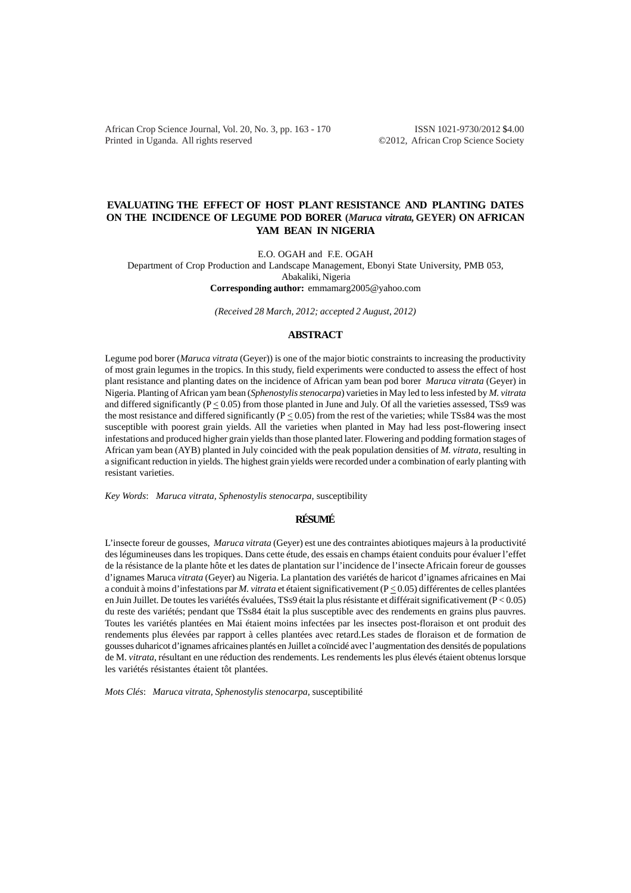# EVALUATING THE EFFECT OF HOST PLANT RESISTANCE AND PLANTING DATES ON THE INCIDENCE OF LEGUME POD BORER (*Maruca vitrata*, GEYER) ON AFRICAN YAM BEAN IN NIGERIA

E.O. OGAH and F.E. OGAH

Department of Crop Production and Landscape Management, Ebonyi State University, PMB 053, Abakaliki, Nigeria

**Corresponding author:** emmamarg2005@yahoo.com

*(Received 28 March, 2012; accepted 2 August, 2012)*

## ABSTRACT

Legume pod borer (*Maruca vitrata* (Geyer)) is one of the major biotic constraints to increasing the productivity of most grain legumes in the tropics. In this study, field experiments were conducted to assess the effect of host plant resistance and planting dates on the incidence of African yam bean pod borer *Maruca vitrata* (Geyer) in Nigeria. Planting of African yam bean (*Sphenostylis stenocarpa*) varieties in May led to less infested by *M. vitrata* and differed significantly ($P \leq 0.05$) from those planted in June and July. Of all the varieties assessed, TSs9 was the most resistance and differed significantly ($P \leq 0.05$) from the rest of the varieties; while TSs84 was the most susceptible with poorest grain yields. All the varieties when planted in May had less post-flowering insect infestations and produced higher grain yields than those planted later. Flowering and podding formation stages of African yam bean (AYB) planted in July coincided with the peak population densities of *M. vitrata*, resulting in a significant reduction in yields. The highest grain yields were recorded under a combination of early planting with resistant varieties.

*Key Words*: *Maruca vitrata, Sphenostylis stenocarpa,* susceptibility

## RÉSUMÉ

L'insecte foreur de gousses, *Maruca vitrata* (Geyer) est une des contraintes abiotiques majeurs à la productivité des légumineuses dans les tropiques. Dans cette étude, des essais en champs étaient conduits pour évaluer l'effet de la résistance de la plante hôte et des dates de plantation sur l'incidence de l'insecte Africain foreur de gousses d'ignames Maruca *vitrata* (Geyer) au Nigeria. La plantation des variétés de haricot d'ignames africaines en Mai a conduit à moins d'infestations par *M. vitrata* et étaient significativement ($P \leq 0.05$) différentes de celles plantées en Juin Juillet. De toutes les variétés évaluées, TSs9 était la plus résistante et différait significativement ($P < 0.05$) du reste des variétés; pendant que TSs84 était la plus susceptible avec des rendements en grains plus pauvres. Toutes les variétés plantées en Mai étaient moins infectées par les insectes post-floraison et ont produit des rendements plus élevées par rapport à celles plantées avec retard.Les stades de floraison et de formation de gousses duharicot d'ignames africaines plantés en Juillet a coïncidé avec l'augmentation des densités de populations de M. *vitrata*, résultant en une réduction des rendements. Les rendements les plus élevés étaient obtenus lorsque les variétés résistantes étaient tôt plantées.

*Mots Clés*: *Maruca vitrata, Sphenostylis stenocarpa,* susceptibilité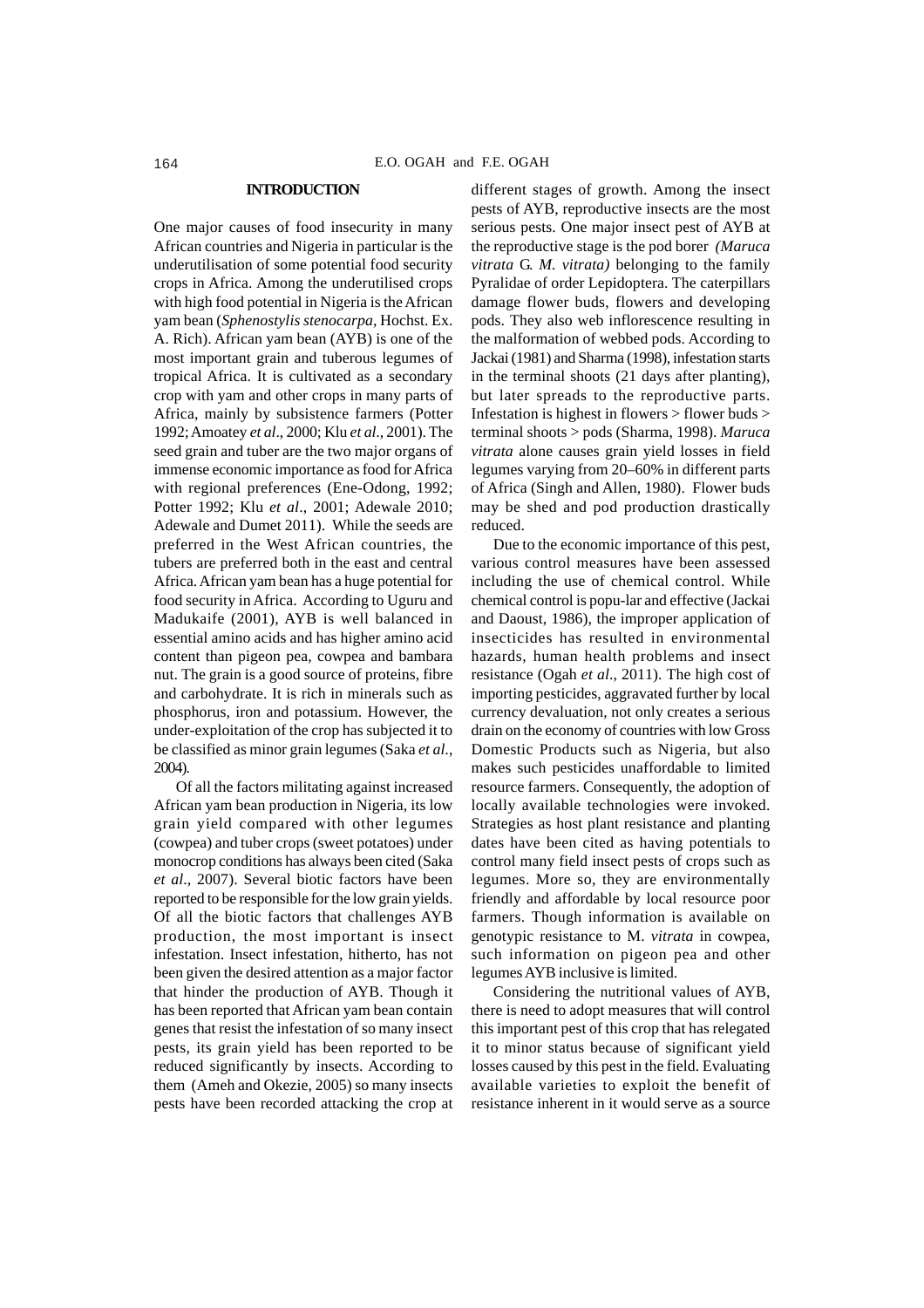## INTRODUCTION

One major causes of food insecurity in many African countries and Nigeria in particular is the underutilisation of some potential food security crops in Africa. Among the underutilised crops with high food potential in Nigeria is the African yam bean (*Sphenostylis stenocarpa,* Hochst. Ex. A. Rich). African yam bean (AYB) is one of the most important grain and tuberous legumes of tropical Africa. It is cultivated as a secondary crop with yam and other crops in many parts of Africa, mainly by subsistence farmers (Potter 1992; Amoatey *et al*., 2000; Klu *et al*., 2001). The seed grain and tuber are the two major organs of immense economic importance as food for Africa with regional preferences (Ene-Odong, 1992; Potter 1992; Klu *et al*., 2001; Adewale 2010; Adewale and Dumet 2011). While the seeds are preferred in the West African countries, the tubers are preferred both in the east and central Africa. African yam bean has a huge potential for food security in Africa. According to Uguru and Madukaife (2001), AYB is well balanced in essential amino acids and has higher amino acid content than pigeon pea, cowpea and bambara nut. The grain is a good source of proteins, fibre and carbohydrate. It is rich in minerals such as phosphorus, iron and potassium. However, the under-exploitation of the crop has subjected it to be classified as minor grain legumes (Saka *et al*., 2004).

Of all the factors militating against increased African yam bean production in Nigeria, its low grain yield compared with other legumes (cowpea) and tuber crops (sweet potatoes) under monocrop conditions has always been cited (Saka *et al*., 2007). Several biotic factors have been reported to be responsible for the low grain yields. Of all the biotic factors that challenges AYB production, the most important is insect infestation. Insect infestation, hitherto, has not been given the desired attention as a major factor that hinder the production of AYB. Though it has been reported that African yam bean contain genes that resist the infestation of so many insect pests, its grain yield has been reported to be reduced significantly by insects. According to them (Ameh and Okezie, 2005) so many insects pests have been recorded attacking the crop at different stages of growth. Among the insect pests of AYB, reproductive insects are the most serious pests. One major insect pest of AYB at the reproductive stage is the pod borer *(Maruca vitrata* G. *M. vitrata)* belonging to the family Pyralidae of order Lepidoptera. The caterpillars damage flower buds, flowers and developing pods. They also web inflorescence resulting in the malformation of webbed pods. According to Jackai (1981) and Sharma (1998), infestation starts in the terminal shoots (21 days after planting), but later spreads to the reproductive parts. Infestation is highest in flowers > flower buds > terminal shoots > pods (Sharma, 1998). *Maruca vitrata* alone causes grain yield losses in field legumes varying from 20–60% in different parts of Africa (Singh and Allen, 1980). Flower buds may be shed and pod production drastically reduced.

Due to the economic importance of this pest, various control measures have been assessed including the use of chemical control. While chemical control is popu-lar and effective (Jackai and Daoust, 1986), the improper application of insecticides has resulted in environmental hazards, human health problems and insect resistance (Ogah *et al*., 2011). The high cost of importing pesticides, aggravated further by local currency devaluation, not only creates a serious drain on the economy of countries with low Gross Domestic Products such as Nigeria, but also makes such pesticides unaffordable to limited resource farmers. Consequently, the adoption of locally available technologies were invoked. Strategies as host plant resistance and planting dates have been cited as having potentials to control many field insect pests of crops such as legumes. More so, they are environmentally friendly and affordable by local resource poor farmers. Though information is available on genotypic resistance to M. *vitrata* in cowpea, such information on pigeon pea and other legumes AYB inclusive is limited.

Considering the nutritional values of AYB, there is need to adopt measures that will control this important pest of this crop that has relegated it to minor status because of significant yield losses caused by this pest in the field. Evaluating available varieties to exploit the benefit of resistance inherent in it would serve as a source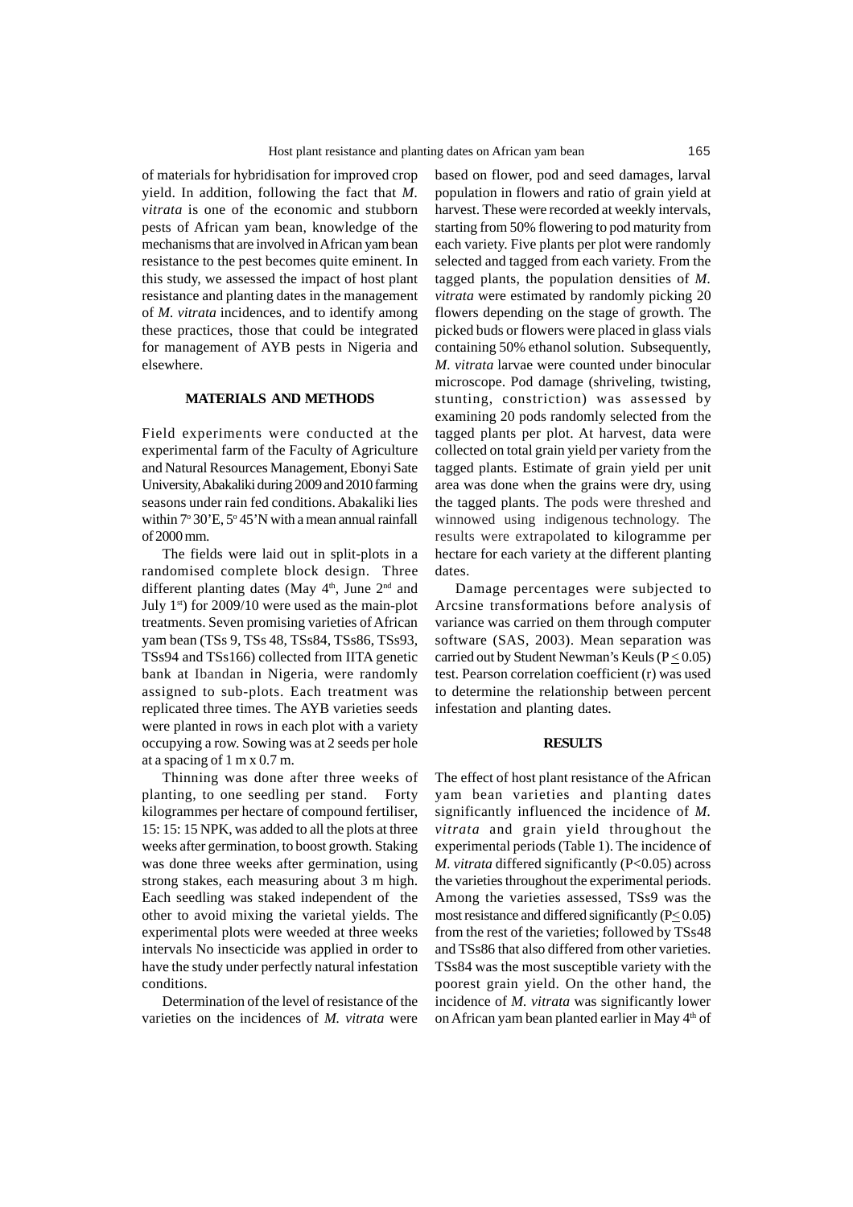of materials for hybridisation for improved crop yield. In addition, following the fact that *M. vitrata* is one of the economic and stubborn pests of African yam bean, knowledge of the mechanisms that are involved in African yam bean resistance to the pest becomes quite eminent. In this study, we assessed the impact of host plant resistance and planting dates in the management of *M. vitrata* incidences, and to identify among these practices, those that could be integrated for management of AYB pests in Nigeria and elsewhere.

## MATERIALS AND METHODS

Field experiments were conducted at the experimental farm of the Faculty of Agriculture and Natural Resources Management, Ebonyi Sate University, Abakaliki during 2009 and 2010 farming seasons under rain fed conditions. Abakaliki lies within 7° 30'E, 5° 45'N with a mean annual rainfall of 2000 mm.

The fields were laid out in split-plots in a randomised complete block design. Three different planting dates (May 4th, June 2nd and July 1st) for 2009/10 were used as the main-plot treatments. Seven promising varieties of African yam bean (TSs 9, TSs 48, TSs84, TSs86, TSs93, TSs94 and TSs166) collected from IITA genetic bank at Ibandan in Nigeria, were randomly assigned to sub-plots. Each treatment was replicated three times. The AYB varieties seeds were planted in rows in each plot with a variety occupying a row. Sowing was at 2 seeds per hole at a spacing of 1 m x 0.7 m.

Thinning was done after three weeks of planting, to one seedling per stand. Forty kilogrammes per hectare of compound fertiliser, 15: 15: 15 NPK, was added to all the plots at three weeks after germination, to boost growth. Staking was done three weeks after germination, using strong stakes, each measuring about 3 m high. Each seedling was staked independent of the other to avoid mixing the varietal yields. The experimental plots were weeded at three weeks intervals No insecticide was applied in order to have the study under perfectly natural infestation conditions.

Determination of the level of resistance of the varieties on the incidences of *M. vitrata* were based on flower, pod and seed damages, larval population in flowers and ratio of grain yield at harvest. These were recorded at weekly intervals, starting from 50% flowering to pod maturity from each variety. Five plants per plot were randomly selected and tagged from each variety. From the tagged plants, the population densities of *M. vitrata* were estimated by randomly picking 20 flowers depending on the stage of growth. The picked buds or flowers were placed in glass vials containing 50% ethanol solution. Subsequently, *M. vitrata* larvae were counted under binocular microscope. Pod damage (shriveling, twisting, stunting, constriction) was assessed by examining 20 pods randomly selected from the tagged plants per plot. At harvest, data were collected on total grain yield per variety from the tagged plants. Estimate of grain yield per unit area was done when the grains were dry, using the tagged plants. The pods were threshed and winnowed using indigenous technology. The results were extrapolated to kilogramme per hectare for each variety at the different planting dates.

Damage percentages were subjected to Arcsine transformations before analysis of variance was carried on them through computer software (SAS, 2003). Mean separation was carried out by Student Newman's Keuls ($P \leq 0.05$) test. Pearson correlation coefficient (r) was used to determine the relationship between percent infestation and planting dates.

## RESULTS

The effect of host plant resistance of the African yam bean varieties and planting dates significantly influenced the incidence of *M. vitrata* and grain yield throughout the experimental periods (Table 1). The incidence of *M. vitrata* differed significantly ($P<0.05$) across the varieties throughout the experimental periods. Among the varieties assessed, TSs9 was the most resistance and differed significantly ($P \leq 0.05$) from the rest of the varieties; followed by TSs48 and TSs86 that also differed from other varieties. TSs84 was the most susceptible variety with the poorest grain yield. On the other hand, the incidence of *M. vitrata* was significantly lower on African yam bean planted earlier in May 4th of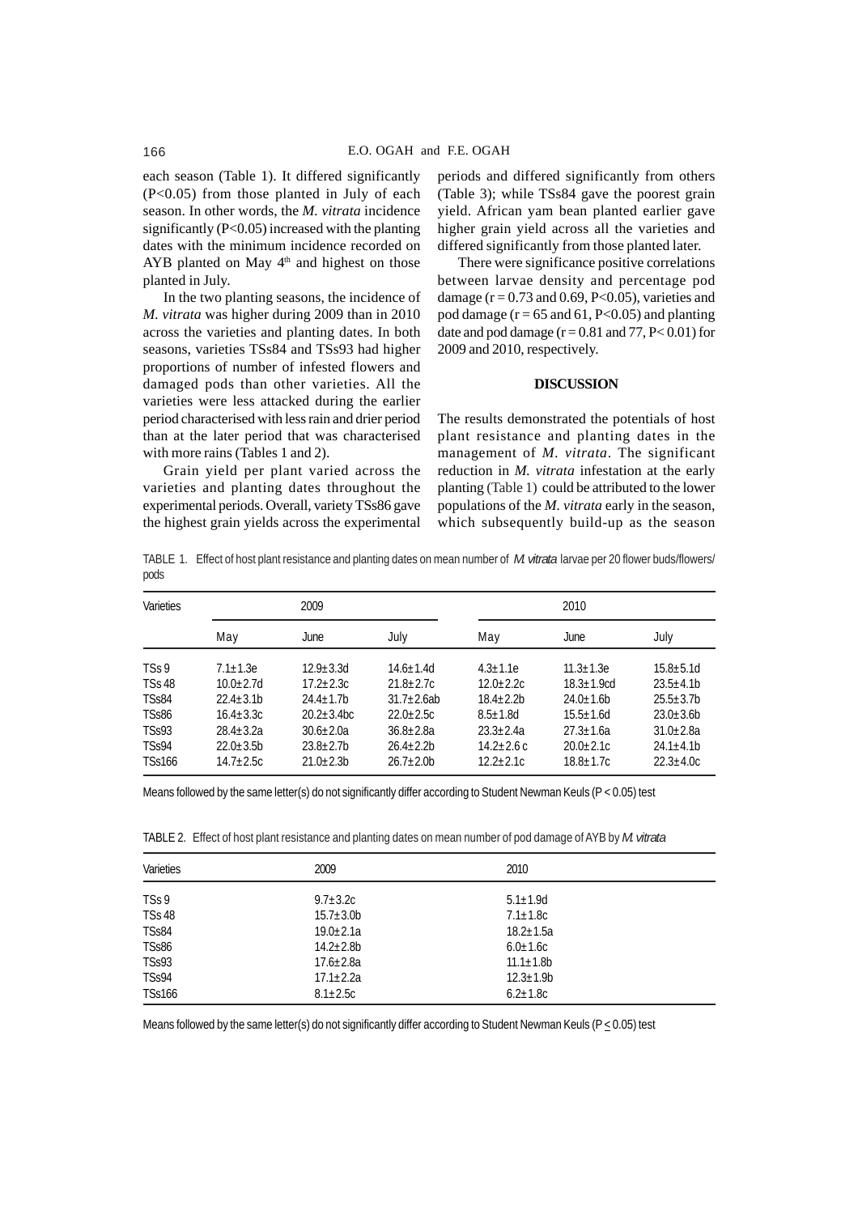each season (Table 1). It differed significantly ($P<0.05$) from those planted in July of each season. In other words, the *M. vitrata* incidence significantly ($P<0.05$) increased with the planting dates with the minimum incidence recorded on AYB planted on May 4th and highest on those planted in July.

In the two planting seasons, the incidence of *M. vitrata* was higher during 2009 than in 2010 across the varieties and planting dates. In both seasons, varieties TSs84 and TSs93 had higher proportions of number of infested flowers and damaged pods than other varieties. All the varieties were less attacked during the earlier period characterised with less rain and drier period than at the later period that was characterised with more rains (Tables 1 and 2).

Grain yield per plant varied across the varieties and planting dates throughout the experimental periods. Overall, variety TSs86 gave the highest grain yields across the experimental periods and differed significantly from others (Table 3); while TSs84 gave the poorest grain yield. African yam bean planted earlier gave higher grain yield across all the varieties and differed significantly from those planted later.

There were significance positive correlations between larvae density and percentage pod damage ($r = 0.73$ and $0.69$, $P<0.05$), varieties and pod damage ($r = 65$ and $61$, $P<0.05$) and planting date and pod damage ($r = 0.81$ and $77$, $P< 0.01$) for 2009 and 2010, respectively.

## DISCUSSION

The results demonstrated the potentials of host plant resistance and planting dates in the management of *M. vitrata*. The significant reduction in *M. vitrata* infestation at the early planting (Table 1) could be attributed to the lower populations of the *M. vitrata* early in the season, which subsequently build-up as the season

TABLE 1. Effect of host plant resistance and planting dates on mean number of *M. vitrata* larvae per 20 flower buds/flowers/pods

| Varieties | 2009 | | | 2010 | | |
|---|---|---|---|---|---|---|
| | May | June | July | May | June | July |
| TSs 9 | 7.1±1.3e | 12.9±3.3d | 14.6±1.4d | 4.3±1.1e | 11.3±1.3e | 15.8±5.1d |
| TSs 48 | 10.0±2.7d | 17.2±2.3c | 21.8±2.7c | 12.0±2.2c | 18.3±1.9cd | 23.5±4.1b |
| TSs84 | 22.4±3.1b | 24.4±1.7b | 31.7±2.6ab | 18.4±2.2b | 24.0±1.6b | 25.5±3.7b |
| TSs86 | 16.4±3.3c | 20.2±3.4bc | 22.0±2.5c | 8.5±1.8d | 15.5±1.6d | 23.0±3.6b |
| TSs93 | 28.4±3.2a | 30.6±2.0a | 36.8±2.8a | 23.3±2.4a | 27.3±1.6a | 31.0±2.8a |
| TSs94 | 22.0±3.5b | 23.8±2.7b | 26.4±2.2b | 14.2±2.6 c | 20.0±2.1c | 24.1±4.1b |
| TSs166 | 14.7±2.5c | 21.0±2.3b | 26.7±2.0b | 12.2±2.1c | 18.8±1.7c | 22.3±4.0c |

Means followed by the same letter(s) do not significantly differ according to Student Newman Keuls ($P < 0.05$) test

TABLE 2. Effect of host plant resistance and planting dates on mean number of pod damage of AYB by *M. vitrata*

| Varieties | 2009 | 2010 |
|---|---|---|
| TSs 9 | 9.7±3.2c | 5.1±1.9d |
| TSs 48 | 15.7±3.0b | 7.1±1.8c |
| TSs84 | 19.0±2.1a | 18.2±1.5a |
| TSs86 | 14.2±2.8b | 6.0±1.6c |
| TSs93 | 17.6±2.8a | 11.1±1.8b |
| TSs94 | 17.1±2.2a | 12.3±1.9b |
| TSs166 | 8.1±2.5c | 6.2±1.8c |

Means followed by the same letter(s) do not significantly differ according to Student Newman Keuls ($P \leq 0.05$) test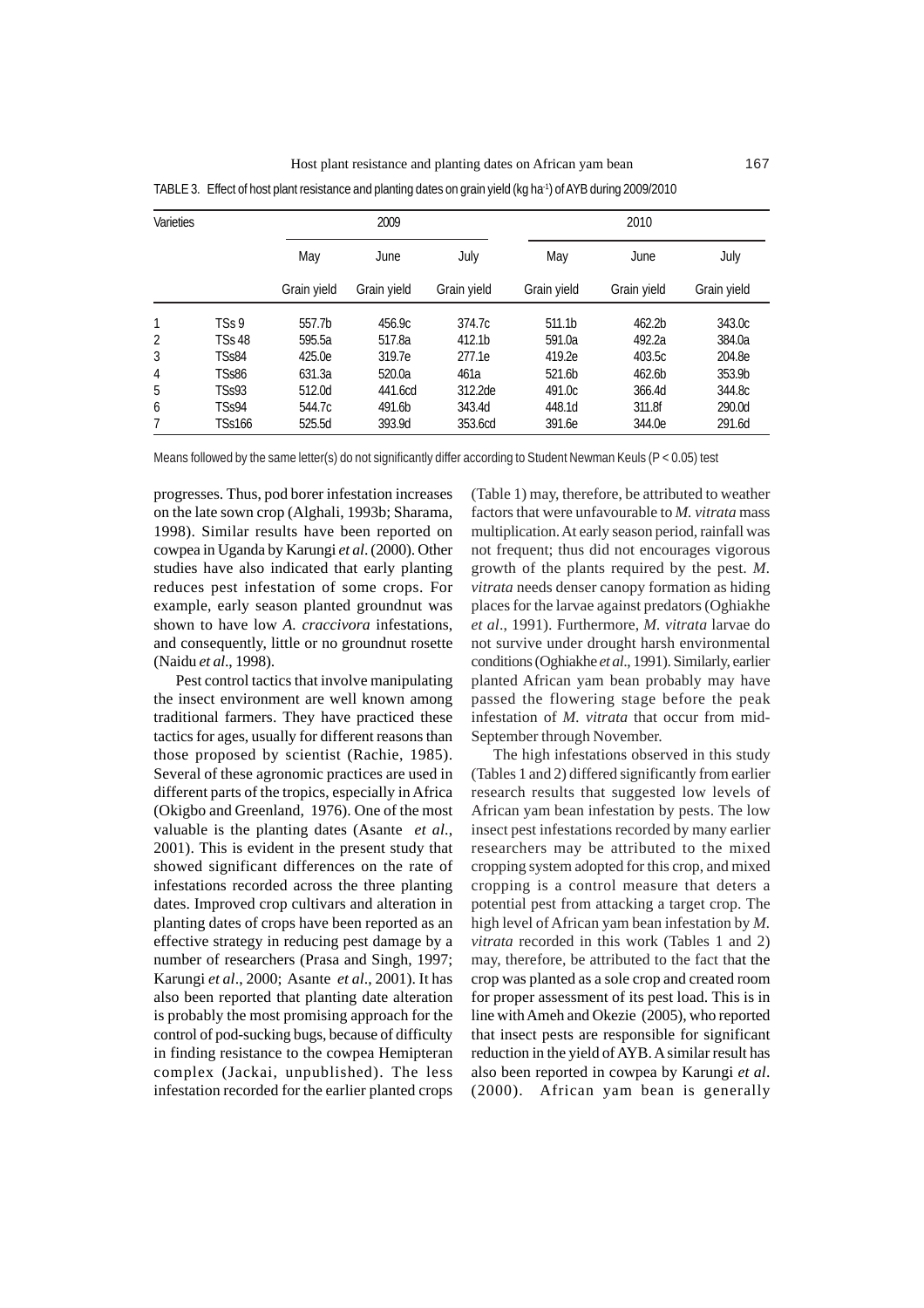TABLE 3. Effect of host plant resistance and planting dates on grain yield (kg ha$^{-1}$) of AYB during 2009/2010

| Varieties | | 2009 | | | 2010 | | |
|---|---|---|---|---|---|---|---|
| | | May | June | July | May | June | July |
| | | Grain yield | Grain yield | Grain yield | Grain yield | Grain yield | Grain yield |
| 1 | TSs 9 | 557.7b | 456.9c | 374.7c | 511.1b | 462.2b | 343.0c |
| 2 | TSs 48 | 595.5a | 517.8a | 412.1b | 591.0a | 492.2a | 384.0a |
| 3 | TSs84 | 425.0e | 319.7e | 277.1e | 419.2e | 403.5c | 204.8e |
| 4 | TSs86 | 631.3a | 520.0a | 461a | 521.6b | 462.6b | 353.9b |
| 5 | TSs93 | 512.0d | 441.6cd | 312.2de | 491.0c | 366.4d | 344.8c |
| 6 | TSs94 | 544.7c | 491.6b | 343.4d | 448.1d | 311.8f | 290.0d |
| 7 | TSs166 | 525.5d | 393.9d | 353.6cd | 391.6e | 344.0e | 291.6d |

Means followed by the same letter(s) do not significantly differ according to Student Newman Keuls ($P < 0.05$) test

progresses. Thus, pod borer infestation increases on the late sown crop (Alghali, 1993b; Sharama, 1998). Similar results have been reported on cowpea in Uganda by Karungi *et al*. (2000). Other studies have also indicated that early planting reduces pest infestation of some crops. For example, early season planted groundnut was shown to have low *A. craccivora* infestations, and consequently, little or no groundnut rosette (Naidu *et al*., 1998).

Pest control tactics that involve manipulating the insect environment are well known among traditional farmers. They have practiced these tactics for ages, usually for different reasons than those proposed by scientist (Rachie, 1985). Several of these agronomic practices are used in different parts of the tropics, especially in Africa (Okigbo and Greenland, 1976). One of the most valuable is the planting dates (Asante *et al*., 2001). This is evident in the present study that showed significant differences on the rate of infestations recorded across the three planting dates. Improved crop cultivars and alteration in planting dates of crops have been reported as an effective strategy in reducing pest damage by a number of researchers (Prasa and Singh, 1997; Karungi *et al*., 2000; Asante *et al*., 2001). It has also been reported that planting date alteration is probably the most promising approach for the control of pod-sucking bugs, because of difficulty in finding resistance to the cowpea Hemipteran complex (Jackai, unpublished). The less infestation recorded for the earlier planted crops (Table 1) may, therefore, be attributed to weather factors that were unfavourable to *M. vitrata* mass multiplication. At early season period, rainfall was not frequent; thus did not encourages vigorous growth of the plants required by the pest. *M. vitrata* needs denser canopy formation as hiding places for the larvae against predators (Oghiakhe *et al*., 1991). Furthermore, *M. vitrata* larvae do not survive under drought harsh environmental conditions (Oghiakhe *et al*., 1991). Similarly, earlier planted African yam bean probably may have passed the flowering stage before the peak infestation of *M. vitrata* that occur from mid-September through November.

The high infestations observed in this study (Tables 1 and 2) differed significantly from earlier research results that suggested low levels of African yam bean infestation by pests. The low insect pest infestations recorded by many earlier researchers may be attributed to the mixed cropping system adopted for this crop, and mixed cropping is a control measure that deters a potential pest from attacking a target crop. The high level of African yam bean infestation by *M. vitrata* recorded in this work (Tables 1 and 2) may, therefore, be attributed to the fact that the crop was planted as a sole crop and created room for proper assessment of its pest load. This is in line with Ameh and Okezie (2005), who reported that insect pests are responsible for significant reduction in the yield of AYB. A similar result has also been reported in cowpea by Karungi *et al*. (2000). African yam bean is generally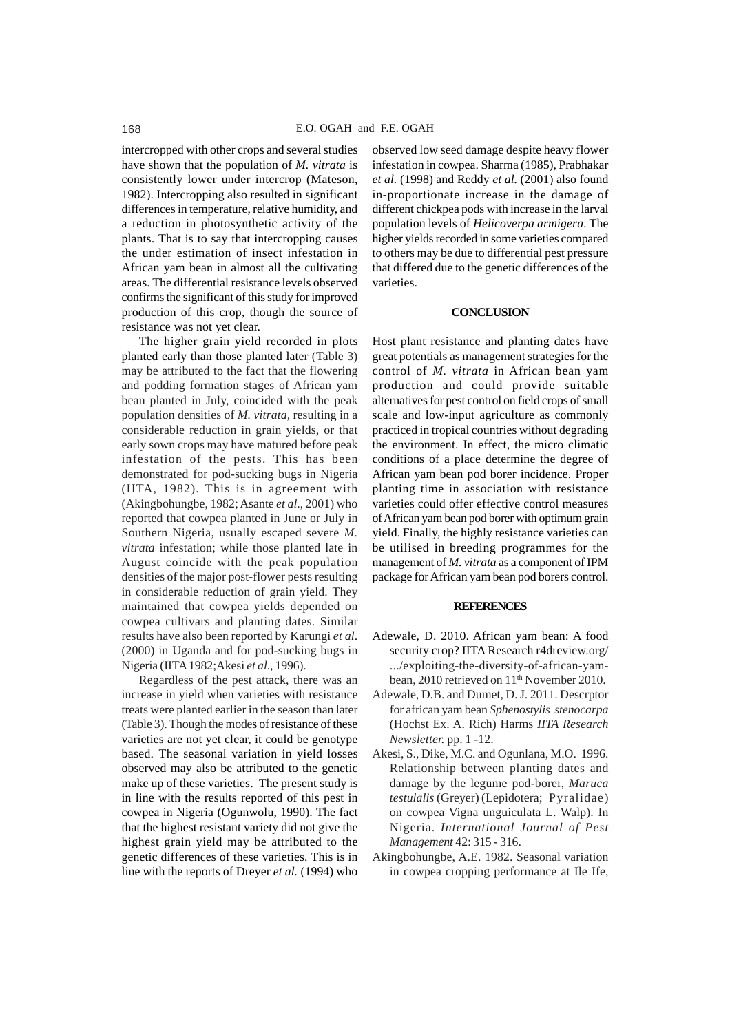intercropped with other crops and several studies have shown that the population of *M. vitrata* is consistently lower under intercrop (Mateson, 1982). Intercropping also resulted in significant differences in temperature, relative humidity, and a reduction in photosynthetic activity of the plants. That is to say that intercropping causes the under estimation of insect infestation in African yam bean in almost all the cultivating areas. The differential resistance levels observed confirms the significant of this study for improved production of this crop, though the source of resistance was not yet clear.

The higher grain yield recorded in plots planted early than those planted later (Table 3) may be attributed to the fact that the flowering and podding formation stages of African yam bean planted in July, coincided with the peak population densities of *M. vitrata,* resulting in a considerable reduction in grain yields, or that early sown crops may have matured before peak infestation of the pests. This has been demonstrated for pod-sucking bugs in Nigeria (IITA, 1982). This is in agreement with (Akingbohungbe, 1982; Asante *et al*., 2001) who reported that cowpea planted in June or July in Southern Nigeria, usually escaped severe *M. vitrata* infestation; while those planted late in August coincide with the peak population densities of the major post-flower pests resulting in considerable reduction of grain yield. They maintained that cowpea yields depended on cowpea cultivars and planting dates. Similar results have also been reported by Karungi *et al*. (2000) in Uganda and for pod-sucking bugs in Nigeria (IITA 1982;Akesi *et al*., 1996).

Regardless of the pest attack, there was an increase in yield when varieties with resistance treats were planted earlier in the season than later (Table 3). Though the modes of resistance of these varieties are not yet clear, it could be genotype based. The seasonal variation in yield losses observed may also be attributed to the genetic make up of these varieties. The present study is in line with the results reported of this pest in cowpea in Nigeria (Ogunwolu, 1990). The fact that the highest resistant variety did not give the highest grain yield may be attributed to the genetic differences of these varieties. This is in line with the reports of Dreyer *et al.* (1994) who observed low seed damage despite heavy flower infestation in cowpea. Sharma (1985), Prabhakar *et al.* (1998) and Reddy *et al.* (2001) also found in-proportionate increase in the damage of different chickpea pods with increase in the larval population levels of *Helicoverpa armigera.* The higher yields recorded in some varieties compared to others may be due to differential pest pressure that differed due to the genetic differences of the varieties.

## CONCLUSION

Host plant resistance and planting dates have great potentials as management strategies for the control of *M. vitrata* in African bean yam production and could provide suitable alternatives for pest control on field crops of small scale and low-input agriculture as commonly practiced in tropical countries without degrading the environment. In effect, the micro climatic conditions of a place determine the degree of African yam bean pod borer incidence. Proper planting time in association with resistance varieties could offer effective control measures of African yam bean pod borer with optimum grain yield. Finally, the highly resistance varieties can be utilised in breeding programmes for the management of *M. vitrata* as a component of IPM package for African yam bean pod borers control.

## REFERENCES

Adewale, D. 2010. African yam bean: A food security crop? IITA Research r4dreview.org/ .../exploiting-the-diversity-of-african-yam-bean, 2010 retrieved on 11th November 2010.

Adewale, D.B. and Dumet, D. J. 2011. Descrptor for african yam bean *Sphenostylis stenocarpa* (Hochst Ex. A. Rich) Harms *IITA Research Newsletter.* pp. 1 -12.

Akesi, S., Dike, M.C. and Ogunlana, M.O. 1996. Relationship between planting dates and damage by the legume pod-borer, *Maruca testulalis* (Greyer) (Lepidotera; Pyralidae) on cowpea Vigna unguiculata L. Walp). In Nigeria. *International Journal of Pest Management* 42: 315 - 316.

Akingbohungbe, A.E. 1982. Seasonal variation in cowpea cropping performance at Ile Ife,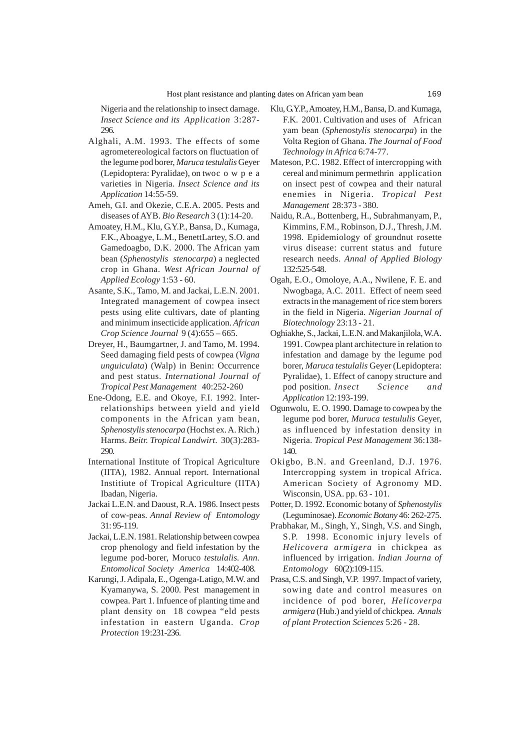Nigeria and the relationship to insect damage. *Insect Science and its Application* 3:287-296.

Alghali, A.M. 1993. The effects of some agrometereological factors on fluctuation of the legume pod borer, *Maruca testulalis* Geyer (Lepidoptera: Pyralidae), on twoc o w p e a varieties in Nigeria. *Insect Science and its Application* 14:55-59.

Ameh, G.I. and Okezie, C.E.A. 2005. Pests and diseases of AYB. *Bio Research* 3 (1):14-20.

Amoatey, H.M., Klu, G.Y.P., Bansa, D., Kumaga, F.K., Aboagye, L.M., BenettLartey, S.O. and Gamedoagbo, D.K. 2000. The African yam bean (*Sphenostylis stenocarpa*) a neglected crop in Ghana. *West African Journal of Applied Ecology* 1:53 - 60.

Asante, S.K., Tamo, M. and Jackai, L.E.N. 2001. Integrated management of cowpea insect pests using elite cultivars, date of planting and minimum insecticide application. *African Crop Science Journal* 9 (4):655 – 665.

Dreyer, H., Baumgartner, J. and Tamo, M. 1994. Seed damaging field pests of cowpea (*Vigna unguiculata*) (Walp) in Benin: Occurrence and pest status. *International Journal of Tropical Pest Management* 40:252-260

Ene-Odong, E.E. and Okoye, F.I. 1992. Inter-relationships between yield and yield components in the African yam bean, *Sphenostylis stenocarpa* (Hochst ex. A. Rich.) Harms. *Beitr. Tropical Landwirt*. 30(3):283-290.

International Institute of Tropical Agriculture (IITA), 1982. Annual report. International Institiute of Tropical Agriculture (IITA) Ibadan, Nigeria.

Jackai L.E.N. and Daoust, R.A. 1986. Insect pests of cow-peas. *Annal Review of Entomology* 31: 95-119.

Jackai, L.E.N. 1981. Relationship between cowpea crop phenology and field infestation by the legume pod-borer, Moruco *testulalis. Ann. Entomolical Society America* 14:402-408.

Karungi, J. Adipala, E., Ogenga-Latigo, M.W. and Kyamanywa, S. 2000. Pest management in cowpea. Part 1. Infuence of planting time and plant density on 18 cowpea "eld pests infestation in eastern Uganda. *Crop Protection* 19:231-236.

Klu, G.Y.P., Amoatey, H.M., Bansa, D. and Kumaga, F.K. 2001. Cultivation and uses of African yam bean (*Sphenostylis stenocarpa*) in the Volta Region of Ghana. *The Journal of Food Technology in Africa* 6:74-77.

Mateson, P.C. 1982. Effect of intercropping with cereal and minimum permethrin application on insect pest of cowpea and their natural enemies in Nigeria. *Tropical Pest Management* 28:373 - 380.

Naidu, R.A., Bottenberg, H., Subrahmanyam, P., Kimmins, F.M., Robinson, D.J., Thresh, J.M. 1998. Epidemiology of groundnut rosette virus disease: current status and future research needs. *Annal of Applied Biology* 132:525-548.

Ogah, E.O., Omoloye, A.A., Nwilene, F. E. and Nwogbaga, A.C. 2011. Effect of neem seed extracts in the management of rice stem borers in the field in Nigeria. *Nigerian Journal of Biotechnology* 23:13 - 21.

Oghiakhe, S., Jackai, L.E.N. and Makanjilola, W.A. 1991. Cowpea plant architecture in relation to infestation and damage by the legume pod borer, *Maruca testulalis* Geyer (Lepidoptera: Pyralidae), 1. Effect of canopy structure and pod position. *Insect Science and Application* 12:193-199.

Ogunwolu, E. O. 1990. Damage to cowpea by the legume pod borer, *Muruca testululis* Geyer, as influenced by infestation density in Nigeria. *Tropical Pest Management* 36:138-140.

Okigbo, B.N. and Greenland, D.J. 1976. Intercropping system in tropical Africa. American Society of Agronomy MD. Wisconsin, USA. pp. 63 - 101.

Potter, D. 1992. Economic botany of *Sphenostylis* (Leguminosae). *Economic Botany* 46: 262-275.

Prabhakar, M., Singh, Y., Singh, V.S. and Singh, S.P. 1998. Economic injury levels of *Helicovera armigera* in chickpea as influenced by irrigation. *Indian Journa of Entomology* 60(2):109-115.

Prasa, C.S. and Singh, V.P. 1997. Impact of variety, sowing date and control measures on incidence of pod borer, *Helicoverpa armigera* (Hub.) and yield of chickpea. *Annals of plant Protection Sciences* 5:26 - 28.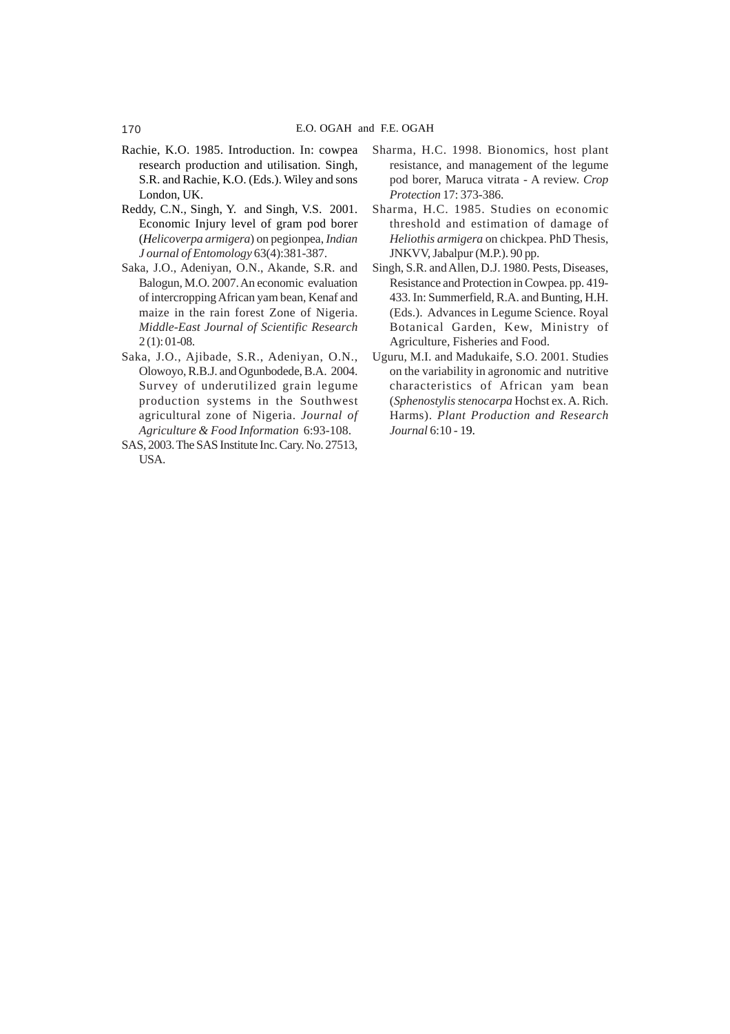Rachie, K.O. 1985. Introduction. In: cowpea research production and utilisation. Singh, S.R. and Rachie, K.O. (Eds.). Wiley and sons London, UK.

Reddy, C.N., Singh, Y. and Singh, V.S. 2001. Economic Injury level of gram pod borer (*Helicoverpa armigera*) on pegionpea, *Indian J ournal of Entomology* 63(4):381-387.

Saka, J.O., Adeniyan, O.N., Akande, S.R. and Balogun, M.O. 2007. An economic evaluation of intercropping African yam bean, Kenaf and maize in the rain forest Zone of Nigeria. *Middle-East Journal of Scientific Research* 2 (1): 01-08.

Saka, J.O., Ajibade, S.R., Adeniyan, O.N., Olowoyo, R.B.J. and Ogunbodede, B.A. 2004. Survey of underutilized grain legume production systems in the Southwest agricultural zone of Nigeria. *Journal of Agriculture & Food Information* 6:93-108.

SAS, 2003. The SAS Institute Inc. Cary. No. 27513, USA.

Sharma, H.C. 1998. Bionomics, host plant resistance, and management of the legume pod borer, Maruca vitrata - A review. *Crop Protection* 17: 373-386.

Sharma, H.C. 1985. Studies on economic threshold and estimation of damage of *Heliothis armigera* on chickpea. PhD Thesis, JNKVV, Jabalpur (M.P.). 90 pp.

Singh, S.R. and Allen, D.J. 1980. Pests, Diseases, Resistance and Protection in Cowpea. pp. 419-433. In: Summerfield, R.A. and Bunting, H.H. (Eds.). Advances in Legume Science. Royal Botanical Garden, Kew, Ministry of Agriculture, Fisheries and Food.

Uguru, M.I. and Madukaife, S.O. 2001. Studies on the variability in agronomic and nutritive characteristics of African yam bean (*Sphenostylis stenocarpa* Hochst ex. A. Rich. Harms). *Plant Production and Research Journal* 6:10 - 19.